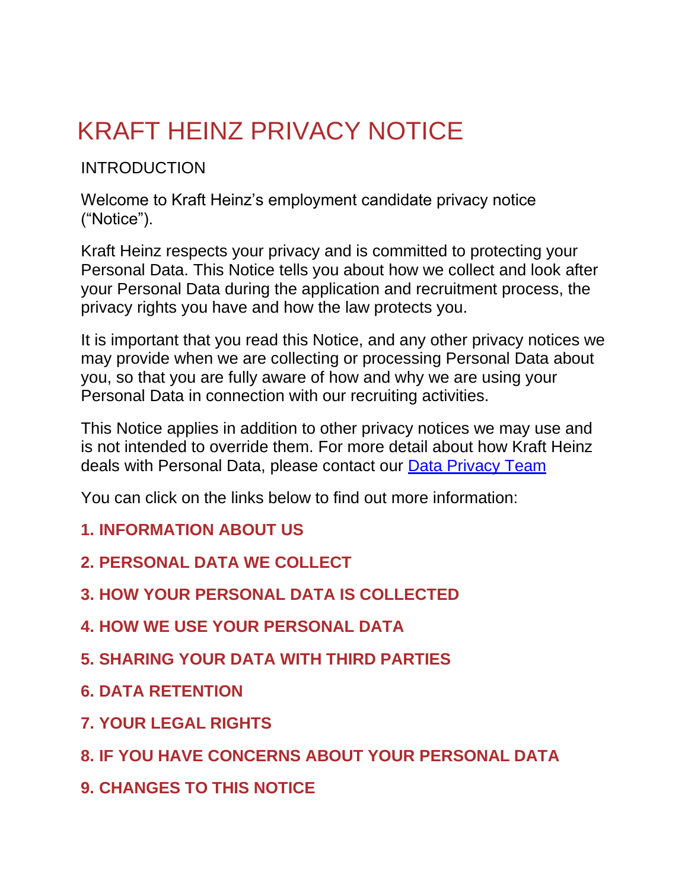# KRAFT HEINZ PRIVACY NOTICE

## INTRODUCTION

Welcome to Kraft Heinz's employment candidate privacy notice ("Notice").

Kraft Heinz respects your privacy and is committed to protecting your Personal Data. This Notice tells you about how we collect and look after your Personal Data during the application and recruitment process, the privacy rights you have and how the law protects you.

It is important that you read this Notice, and any other privacy notices we may provide when we are collecting or processing Personal Data about you, so that you are fully aware of how and why we are using your Personal Data in connection with our recruiting activities.

This Notice applies in addition to other privacy notices we may use and is not intended to override them. For more detail about how Kraft Heinz deals with Personal Data, please contact our Data Privacy Team

You can click on the links below to find out more information:

**1. INFORMATION ABOUT US**

**2. PERSONAL DATA WE COLLECT**

**3. HOW YOUR PERSONAL DATA IS COLLECTED**

**4. HOW WE USE YOUR PERSONAL DATA**

**5. SHARING YOUR DATA WITH THIRD PARTIES**

**6. DATA RETENTION**

**7. YOUR LEGAL RIGHTS**

**8. IF YOU HAVE CONCERNS ABOUT YOUR PERSONAL DATA**

**9. CHANGES TO THIS NOTICE**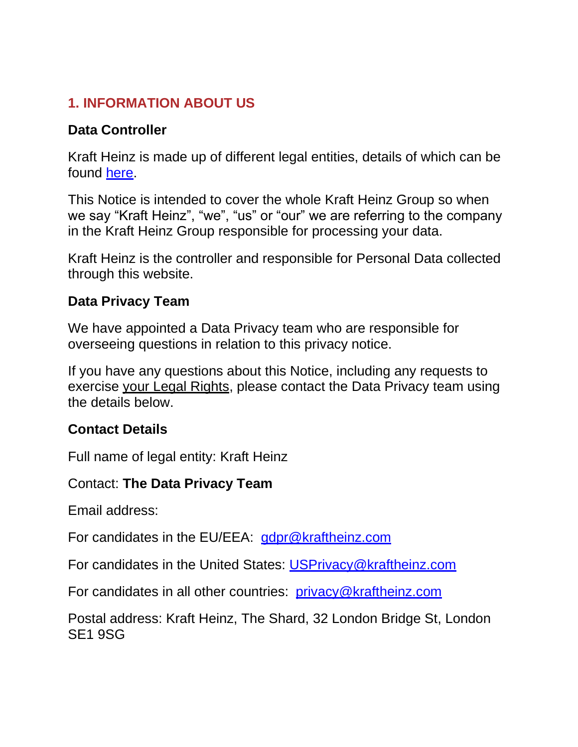## 1. INFORMATION ABOUT US

### Data Controller

Kraft Heinz is made up of different legal entities, details of which can be found here.

This Notice is intended to cover the whole Kraft Heinz Group so when we say “Kraft Heinz”, “we”, “us” or “our” we are referring to the company in the Kraft Heinz Group responsible for processing your data.

Kraft Heinz is the controller and responsible for Personal Data collected through this website.

### Data Privacy Team

We have appointed a Data Privacy team who are responsible for overseeing questions in relation to this privacy notice.

If you have any questions about this Notice, including any requests to exercise your Legal Rights, please contact the Data Privacy team using the details below.

### Contact Details

Full name of legal entity: Kraft Heinz

Contact: **The Data Privacy Team**

Email address:

For candidates in the EU/EEA: gdpr@kraftheinz.com

For candidates in the United States: USPrivacy@kraftheinz.com

For candidates in all other countries: privacy@kraftheinz.com

Postal address: Kraft Heinz, The Shard, 32 London Bridge St, London SE1 9SG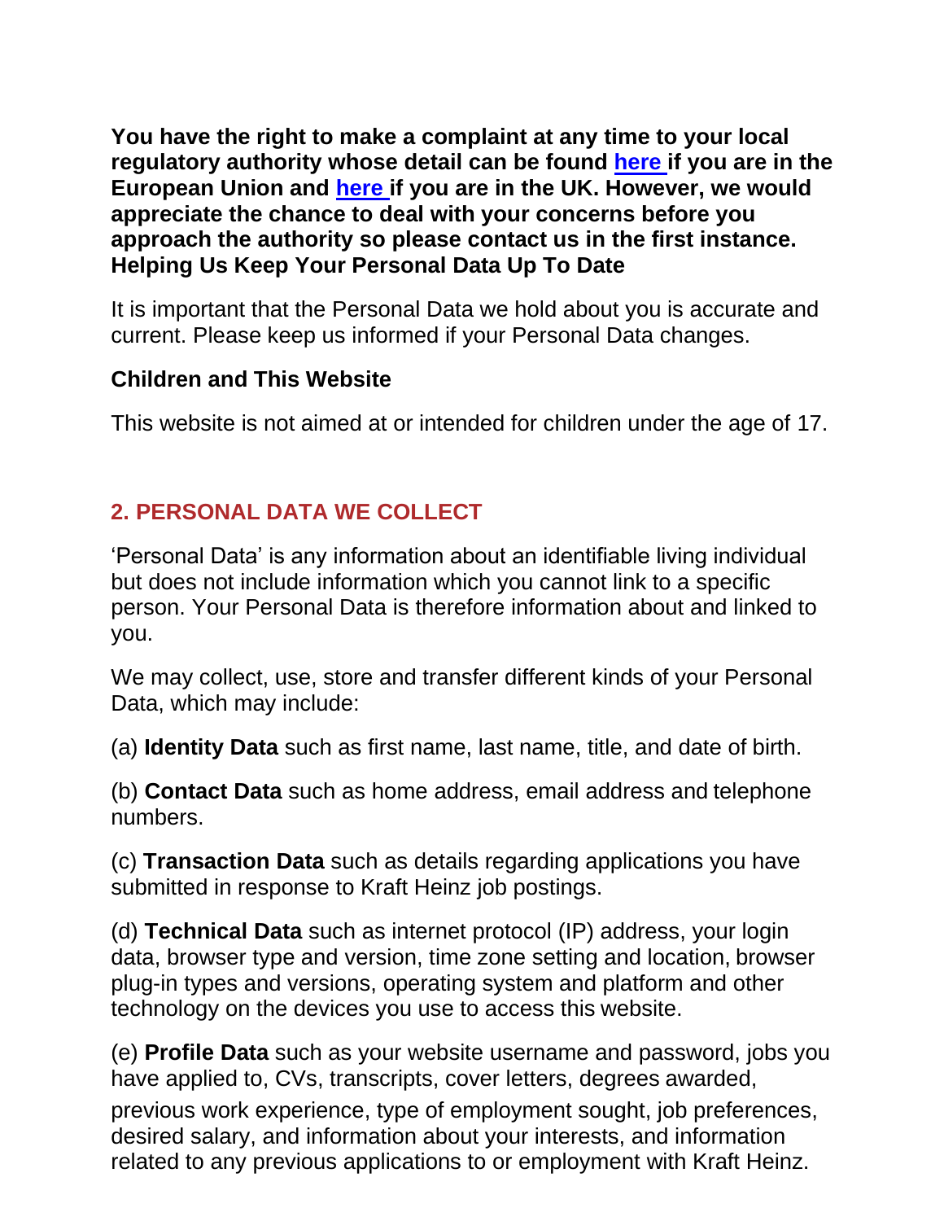**You have the right to make a complaint at any time to your local regulatory authority whose detail can be found [here](#) if you are in the European Union and [here](#) if you are in the UK. However, we would appreciate the chance to deal with your concerns before you approach the authority so please contact us in the first instance.**

**Helping Us Keep Your Personal Data Up To Date**

It is important that the Personal Data we hold about you is accurate and current. Please keep us informed if your Personal Data changes.

**Children and This Website**

This website is not aimed at or intended for children under the age of 17.

## 2. PERSONAL DATA WE COLLECT

'Personal Data' is any information about an identifiable living individual but does not include information which you cannot link to a specific person. Your Personal Data is therefore information about and linked to you.

We may collect, use, store and transfer different kinds of your Personal Data, which may include:

(a) **Identity Data** such as first name, last name, title, and date of birth.

(b) **Contact Data** such as home address, email address and telephone numbers.

(c) **Transaction Data** such as details regarding applications you have submitted in response to Kraft Heinz job postings.

(d) **Technical Data** such as internet protocol (IP) address, your login data, browser type and version, time zone setting and location, browser plug-in types and versions, operating system and platform and other technology on the devices you use to access this website.

(e) **Profile Data** such as your website username and password, jobs you have applied to, CVs, transcripts, cover letters, degrees awarded, previous work experience, type of employment sought, job preferences, desired salary, and information about your interests, and information related to any previous applications to or employment with Kraft Heinz.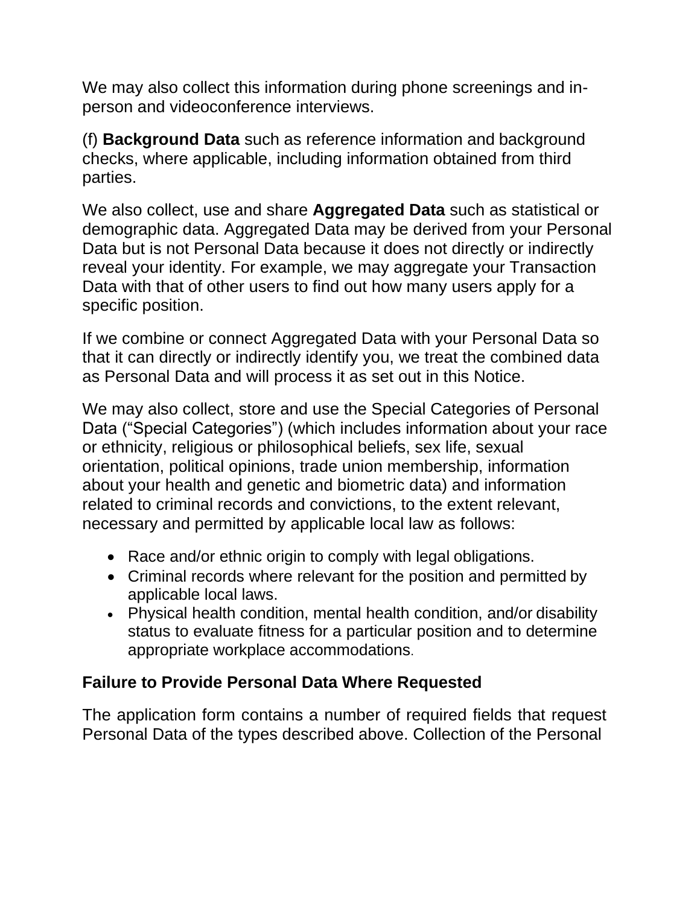We may also collect this information during phone screenings and in-person and videoconference interviews.

(f) **Background Data** such as reference information and background checks, where applicable, including information obtained from third parties.

We also collect, use and share **Aggregated Data** such as statistical or demographic data. Aggregated Data may be derived from your Personal Data but is not Personal Data because it does not directly or indirectly reveal your identity. For example, we may aggregate your Transaction Data with that of other users to find out how many users apply for a specific position.

If we combine or connect Aggregated Data with your Personal Data so that it can directly or indirectly identify you, we treat the combined data as Personal Data and will process it as set out in this Notice.

We may also collect, store and use the Special Categories of Personal Data ("Special Categories") (which includes information about your race or ethnicity, religious or philosophical beliefs, sex life, sexual orientation, political opinions, trade union membership, information about your health and genetic and biometric data) and information related to criminal records and convictions, to the extent relevant, necessary and permitted by applicable local law as follows:

- Race and/or ethnic origin to comply with legal obligations.
- Criminal records where relevant for the position and permitted by applicable local laws.
- Physical health condition, mental health condition, and/or disability status to evaluate fitness for a particular position and to determine appropriate workplace accommodations.

## Failure to Provide Personal Data Where Requested

The application form contains a number of required fields that request Personal Data of the types described above. Collection of the Personal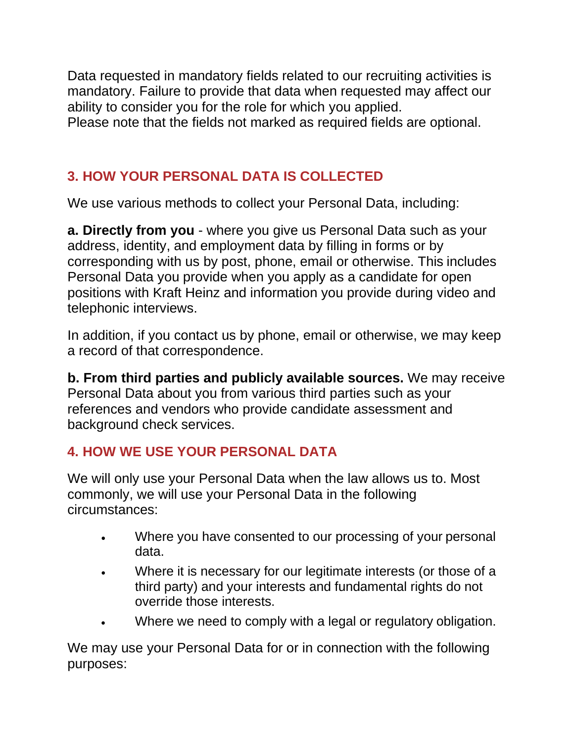Data requested in mandatory fields related to our recruiting activities is mandatory. Failure to provide that data when requested may affect our ability to consider you for the role for which you applied.
Please note that the fields not marked as required fields are optional.

## 3. HOW YOUR PERSONAL DATA IS COLLECTED

We use various methods to collect your Personal Data, including:

**a. Directly from you** - where you give us Personal Data such as your address, identity, and employment data by filling in forms or by corresponding with us by post, phone, email or otherwise. This includes Personal Data you provide when you apply as a candidate for open positions with Kraft Heinz and information you provide during video and telephonic interviews.

In addition, if you contact us by phone, email or otherwise, we may keep a record of that correspondence.

**b. From third parties and publicly available sources.** We may receive Personal Data about you from various third parties such as your references and vendors who provide candidate assessment and background check services.

## 4. HOW WE USE YOUR PERSONAL DATA

We will only use your Personal Data when the law allows us to. Most commonly, we will use your Personal Data in the following circumstances:

- Where you have consented to our processing of your personal data.
- Where it is necessary for our legitimate interests (or those of a third party) and your interests and fundamental rights do not override those interests.
- Where we need to comply with a legal or regulatory obligation.

We may use your Personal Data for or in connection with the following purposes: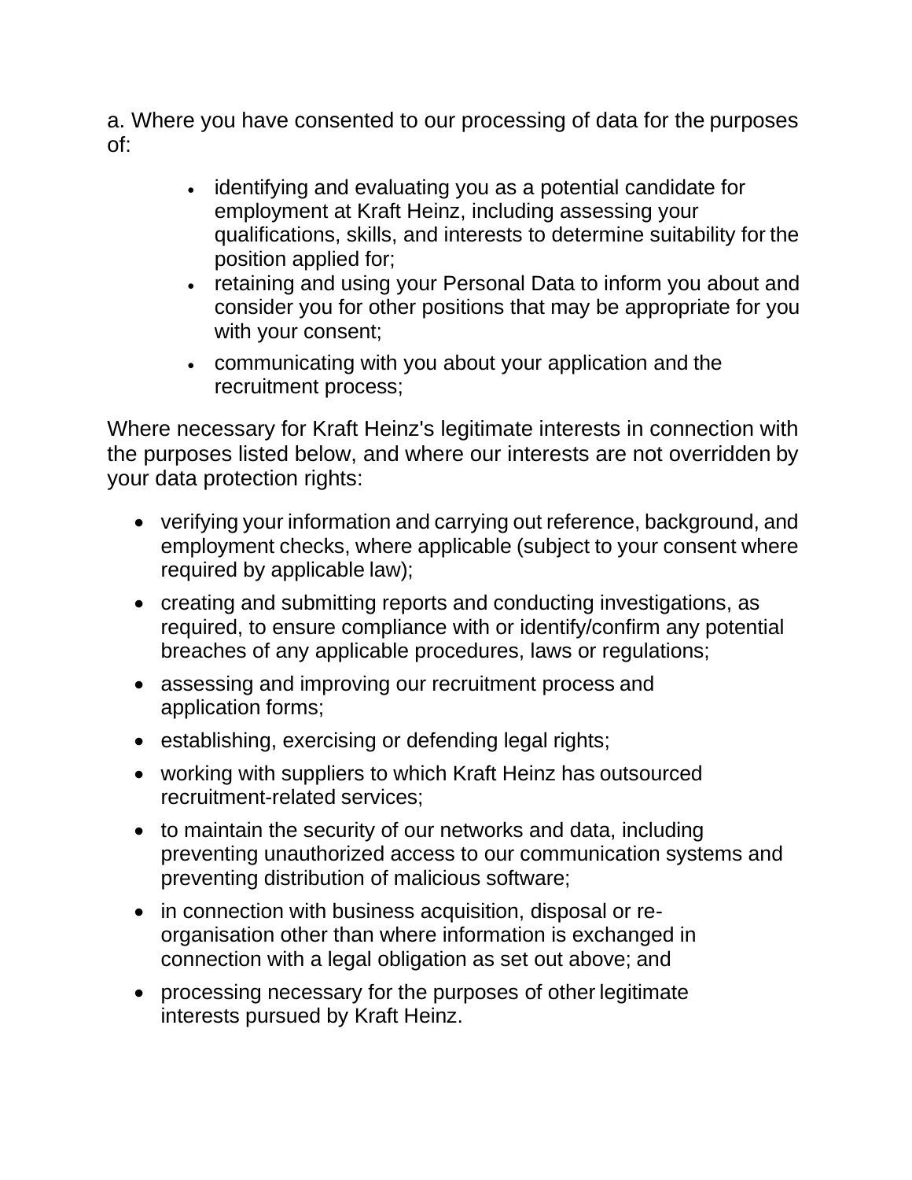a. Where you have consented to our processing of data for the purposes of:

- identifying and evaluating you as a potential candidate for employment at Kraft Heinz, including assessing your qualifications, skills, and interests to determine suitability for the position applied for;
- retaining and using your Personal Data to inform you about and consider you for other positions that may be appropriate for you with your consent;
- communicating with you about your application and the recruitment process;

Where necessary for Kraft Heinz's legitimate interests in connection with the purposes listed below, and where our interests are not overridden by your data protection rights:

- verifying your information and carrying out reference, background, and employment checks, where applicable (subject to your consent where required by applicable law);
- creating and submitting reports and conducting investigations, as required, to ensure compliance with or identify/confirm any potential breaches of any applicable procedures, laws or regulations;
- assessing and improving our recruitment process and application forms;
- establishing, exercising or defending legal rights;
- working with suppliers to which Kraft Heinz has outsourced recruitment-related services;
- to maintain the security of our networks and data, including preventing unauthorized access to our communication systems and preventing distribution of malicious software;
- in connection with business acquisition, disposal or re-organisation other than where information is exchanged in connection with a legal obligation as set out above; and
- processing necessary for the purposes of other legitimate interests pursued by Kraft Heinz.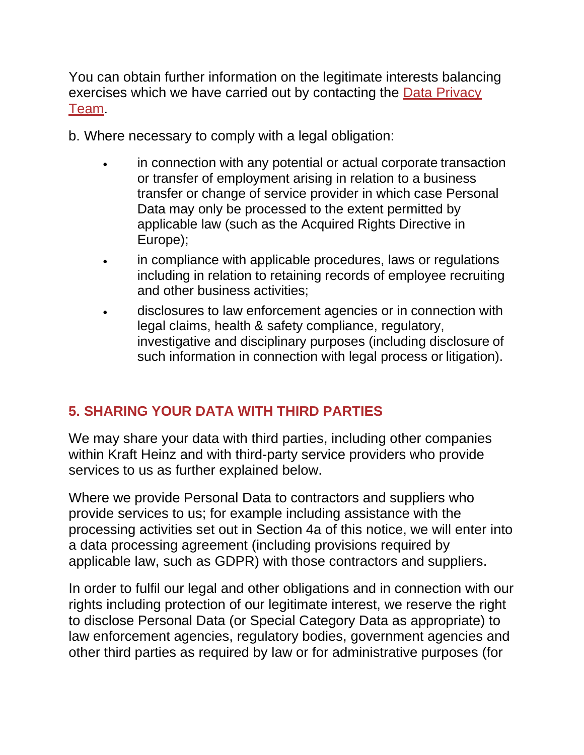You can obtain further information on the legitimate interests balancing exercises which we have carried out by contacting the [Data Privacy Team](#).

b. Where necessary to comply with a legal obligation:

- in connection with any potential or actual corporate transaction or transfer of employment arising in relation to a business transfer or change of service provider in which case Personal Data may only be processed to the extent permitted by applicable law (such as the Acquired Rights Directive in Europe);
- in compliance with applicable procedures, laws or regulations including in relation to retaining records of employee recruiting and other business activities;
- disclosures to law enforcement agencies or in connection with legal claims, health & safety compliance, regulatory, investigative and disciplinary purposes (including disclosure of such information in connection with legal process or litigation).

## 5. SHARING YOUR DATA WITH THIRD PARTIES

We may share your data with third parties, including other companies within Kraft Heinz and with third-party service providers who provide services to us as further explained below.

Where we provide Personal Data to contractors and suppliers who provide services to us; for example including assistance with the processing activities set out in Section 4a of this notice, we will enter into a data processing agreement (including provisions required by applicable law, such as GDPR) with those contractors and suppliers.

In order to fulfil our legal and other obligations and in connection with our rights including protection of our legitimate interest, we reserve the right to disclose Personal Data (or Special Category Data as appropriate) to law enforcement agencies, regulatory bodies, government agencies and other third parties as required by law or for administrative purposes (for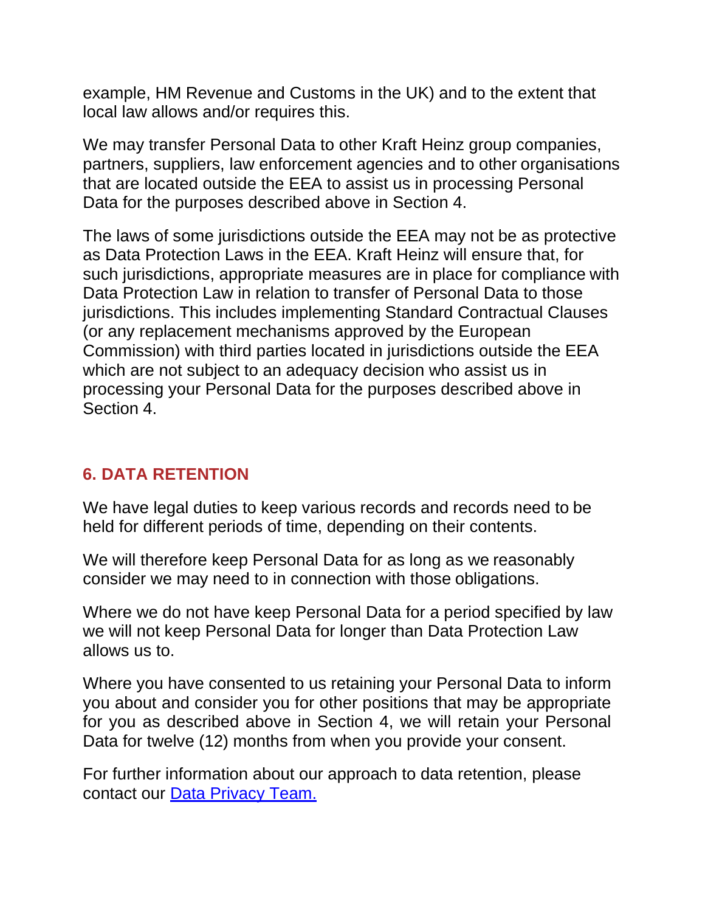example, HM Revenue and Customs in the UK) and to the extent that local law allows and/or requires this.

We may transfer Personal Data to other Kraft Heinz group companies, partners, suppliers, law enforcement agencies and to other organisations that are located outside the EEA to assist us in processing Personal Data for the purposes described above in Section 4.

The laws of some jurisdictions outside the EEA may not be as protective as Data Protection Laws in the EEA. Kraft Heinz will ensure that, for such jurisdictions, appropriate measures are in place for compliance with Data Protection Law in relation to transfer of Personal Data to those jurisdictions. This includes implementing Standard Contractual Clauses (or any replacement mechanisms approved by the European Commission) with third parties located in jurisdictions outside the EEA which are not subject to an adequacy decision who assist us in processing your Personal Data for the purposes described above in Section 4.

## 6. DATA RETENTION

We have legal duties to keep various records and records need to be held for different periods of time, depending on their contents.

We will therefore keep Personal Data for as long as we reasonably consider we may need to in connection with those obligations.

Where we do not have keep Personal Data for a period specified by law we will not keep Personal Data for longer than Data Protection Law allows us to.

Where you have consented to us retaining your Personal Data to inform you about and consider you for other positions that may be appropriate for you as described above in Section 4, we will retain your Personal Data for twelve (12) months from when you provide your consent.

For further information about our approach to data retention, please contact our [Data Privacy Team.]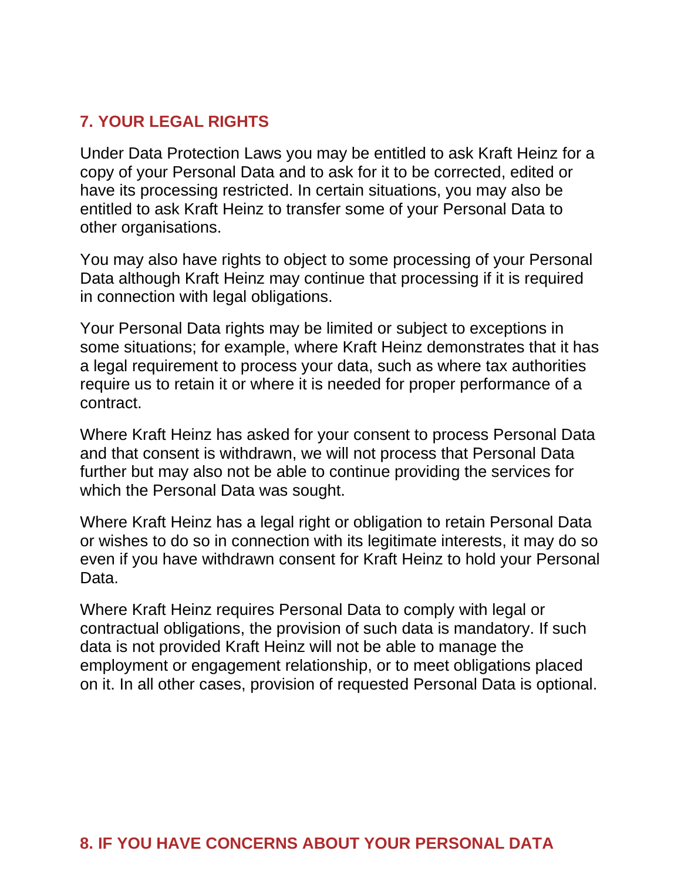## 7. YOUR LEGAL RIGHTS

Under Data Protection Laws you may be entitled to ask Kraft Heinz for a copy of your Personal Data and to ask for it to be corrected, edited or have its processing restricted. In certain situations, you may also be entitled to ask Kraft Heinz to transfer some of your Personal Data to other organisations.

You may also have rights to object to some processing of your Personal Data although Kraft Heinz may continue that processing if it is required in connection with legal obligations.

Your Personal Data rights may be limited or subject to exceptions in some situations; for example, where Kraft Heinz demonstrates that it has a legal requirement to process your data, such as where tax authorities require us to retain it or where it is needed for proper performance of a contract.

Where Kraft Heinz has asked for your consent to process Personal Data and that consent is withdrawn, we will not process that Personal Data further but may also not be able to continue providing the services for which the Personal Data was sought.

Where Kraft Heinz has a legal right or obligation to retain Personal Data or wishes to do so in connection with its legitimate interests, it may do so even if you have withdrawn consent for Kraft Heinz to hold your Personal Data.

Where Kraft Heinz requires Personal Data to comply with legal or contractual obligations, the provision of such data is mandatory. If such data is not provided Kraft Heinz will not be able to manage the employment or engagement relationship, or to meet obligations placed on it. In all other cases, provision of requested Personal Data is optional.

## 8. IF YOU HAVE CONCERNS ABOUT YOUR PERSONAL DATA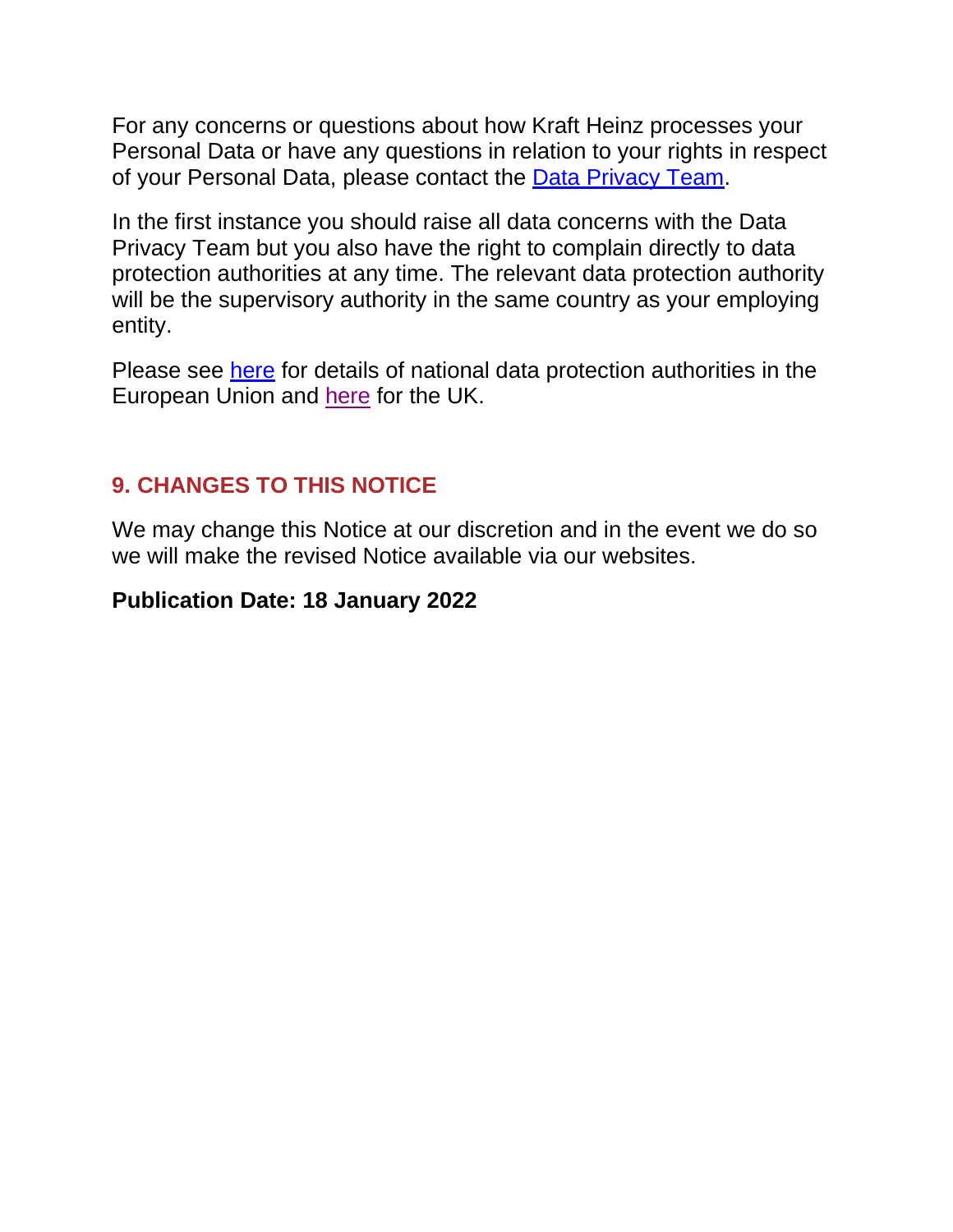For any concerns or questions about how Kraft Heinz processes your Personal Data or have any questions in relation to your rights in respect of your Personal Data, please contact the Data Privacy Team.

In the first instance you should raise all data concerns with the Data Privacy Team but you also have the right to complain directly to data protection authorities at any time. The relevant data protection authority will be the supervisory authority in the same country as your employing entity.

Please see here for details of national data protection authorities in the European Union and here for the UK.

## 9. CHANGES TO THIS NOTICE

We may change this Notice at our discretion and in the event we do so we will make the revised Notice available via our websites.

**Publication Date: 18 January 2022**